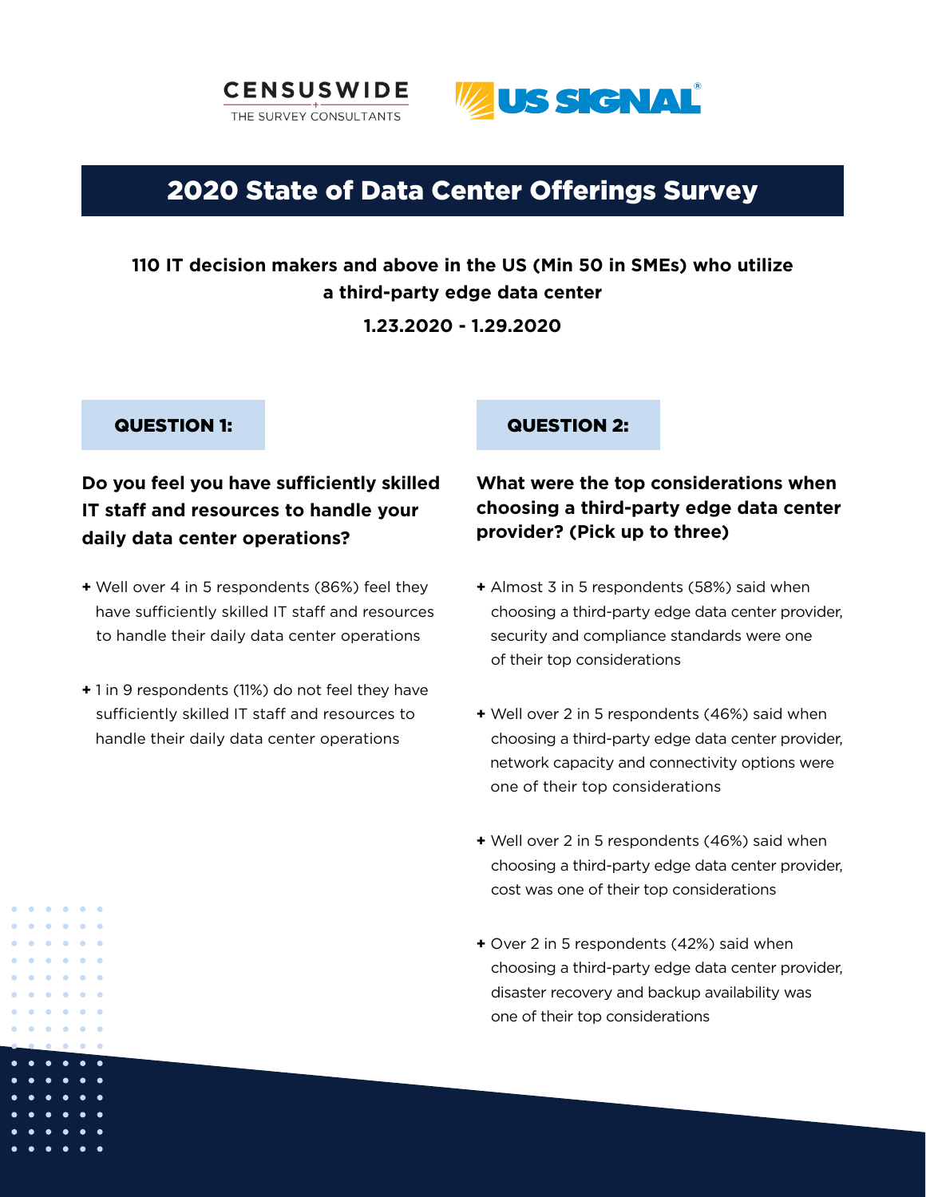CENSUSWIDE
THE SURVEY CONSULTANTS

US SIGNAL®

# 2020 State of Data Center Offerings Survey

**110 IT decision makers and above in the US (Min 50 in SMEs) who utilize a third-party edge data center**

**1.23.2020 - 1.29.2020**

## QUESTION 1:

### Do you feel you have sufficiently skilled IT staff and resources to handle your daily data center operations?

+ Well over 4 in 5 respondents (86%) feel they have sufficiently skilled IT staff and resources to handle their daily data center operations
+ 1 in 9 respondents (11%) do not feel they have sufficiently skilled IT staff and resources to handle their daily data center operations

## QUESTION 2:

### What were the top considerations when choosing a third-party edge data center provider? (Pick up to three)

+ Almost 3 in 5 respondents (58%) said when choosing a third-party edge data center provider, security and compliance standards were one of their top considerations
+ Well over 2 in 5 respondents (46%) said when choosing a third-party edge data center provider, network capacity and connectivity options were one of their top considerations
+ Well over 2 in 5 respondents (46%) said when choosing a third-party edge data center provider, cost was one of their top considerations
+ Over 2 in 5 respondents (42%) said when choosing a third-party edge data center provider, disaster recovery and backup availability was one of their top considerations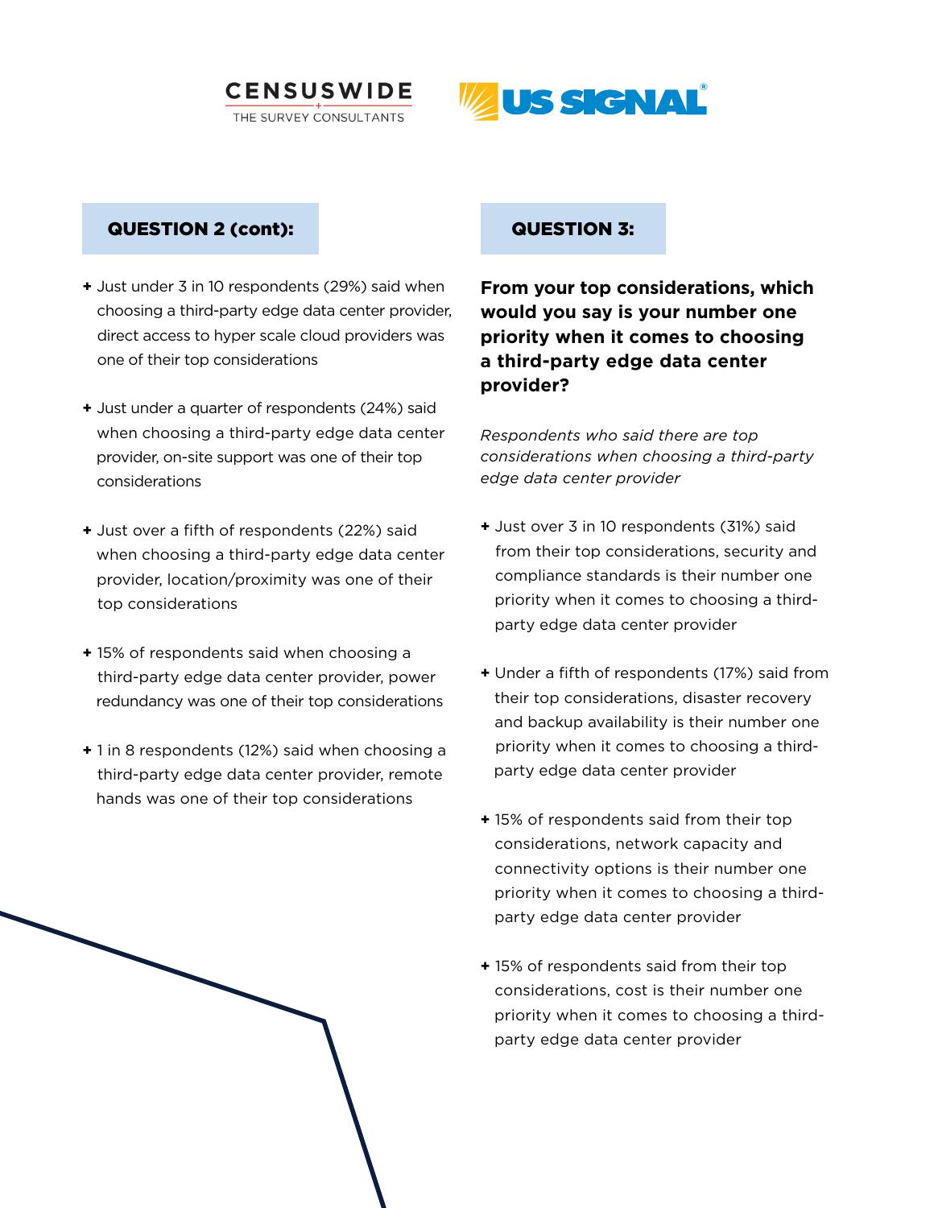## QUESTION 2 (cont):

- Just under 3 in 10 respondents (29%) said when choosing a third-party edge data center provider, direct access to hyper scale cloud providers was one of their top considerations
- Just under a quarter of respondents (24%) said when choosing a third-party edge data center provider, on-site support was one of their top considerations
- Just over a fifth of respondents (22%) said when choosing a third-party edge data center provider, location/proximity was one of their top considerations
- 15% of respondents said when choosing a third-party edge data center provider, power redundancy was one of their top considerations
- 1 in 8 respondents (12%) said when choosing a third-party edge data center provider, remote hands was one of their top considerations

## QUESTION 3:

**From your top considerations, which would you say is your number one priority when it comes to choosing a third-party edge data center provider?**

*Respondents who said there are top considerations when choosing a third-party edge data center provider*

- Just over 3 in 10 respondents (31%) said from their top considerations, security and compliance standards is their number one priority when it comes to choosing a third-party edge data center provider
- Under a fifth of respondents (17%) said from their top considerations, disaster recovery and backup availability is their number one priority when it comes to choosing a third-party edge data center provider
- 15% of respondents said from their top considerations, network capacity and connectivity options is their number one priority when it comes to choosing a third-party edge data center provider
- 15% of respondents said from their top considerations, cost is their number one priority when it comes to choosing a third-party edge data center provider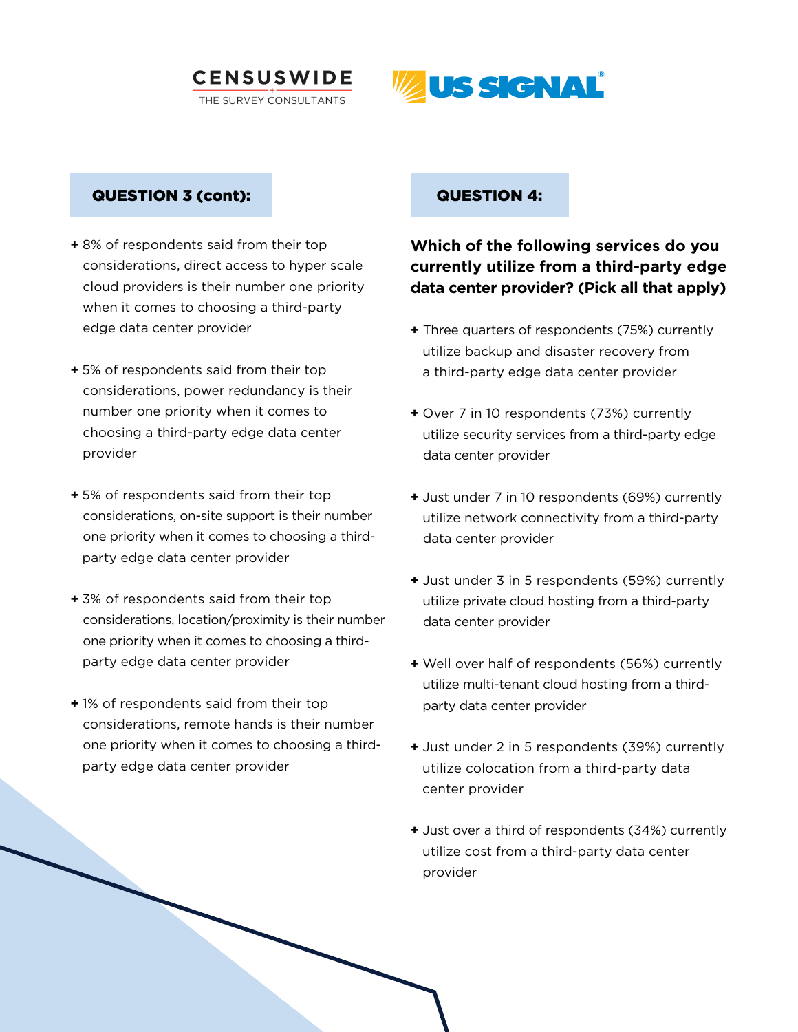## QUESTION 3 (cont):

- 8% of respondents said from their top considerations, direct access to hyper scale cloud providers is their number one priority when it comes to choosing a third-party edge data center provider
- 5% of respondents said from their top considerations, power redundancy is their number one priority when it comes to choosing a third-party edge data center provider
- 5% of respondents said from their top considerations, on-site support is their number one priority when it comes to choosing a third-party edge data center provider
- 3% of respondents said from their top considerations, location/proximity is their number one priority when it comes to choosing a third-party edge data center provider
- 1% of respondents said from their top considerations, remote hands is their number one priority when it comes to choosing a third-party edge data center provider

## QUESTION 4:

**Which of the following services do you currently utilize from a third-party edge data center provider? (Pick all that apply)**

- Three quarters of respondents (75%) currently utilize backup and disaster recovery from a third-party edge data center provider
- Over 7 in 10 respondents (73%) currently utilize security services from a third-party edge data center provider
- Just under 7 in 10 respondents (69%) currently utilize network connectivity from a third-party data center provider
- Just under 3 in 5 respondents (59%) currently utilize private cloud hosting from a third-party data center provider
- Well over half of respondents (56%) currently utilize multi-tenant cloud hosting from a third-party data center provider
- Just under 2 in 5 respondents (39%) currently utilize colocation from a third-party data center provider
- Just over a third of respondents (34%) currently utilize cost from a third-party data center provider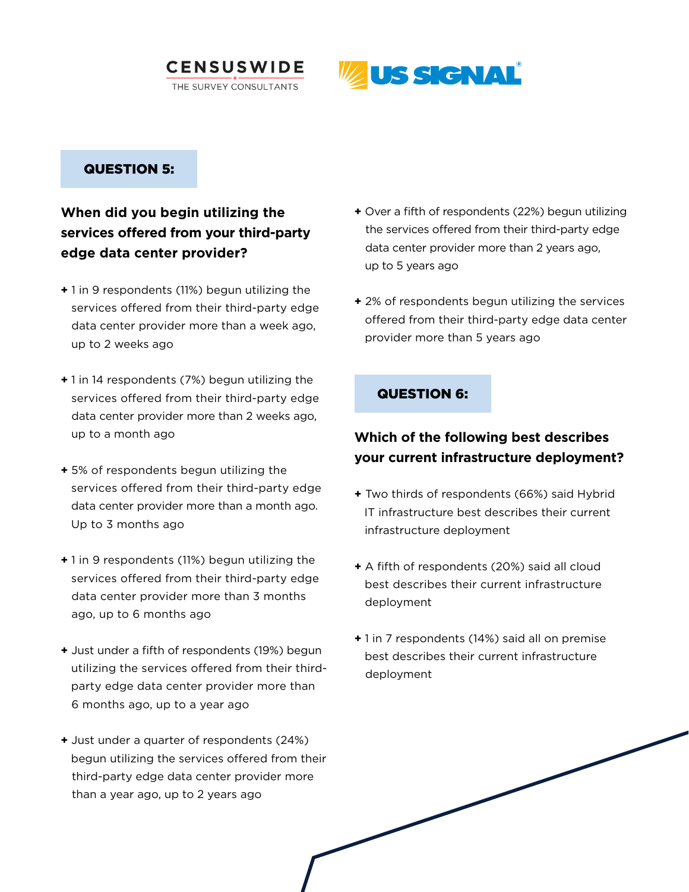## QUESTION 5:

**When did you begin utilizing the services offered from your third-party edge data center provider?**

- 1 in 9 respondents (11%) begun utilizing the services offered from their third-party edge data center provider more than a week ago, up to 2 weeks ago
- 1 in 14 respondents (7%) begun utilizing the services offered from their third-party edge data center provider more than 2 weeks ago, up to a month ago
- 5% of respondents begun utilizing the services offered from their third-party edge data center provider more than a month ago. Up to 3 months ago
- 1 in 9 respondents (11%) begun utilizing the services offered from their third-party edge data center provider more than 3 months ago, up to 6 months ago
- Just under a fifth of respondents (19%) begun utilizing the services offered from their third-party edge data center provider more than 6 months ago, up to a year ago
- Just under a quarter of respondents (24%) begun utilizing the services offered from their third-party edge data center provider more than a year ago, up to 2 years ago
- Over a fifth of respondents (22%) begun utilizing the services offered from their third-party edge data center provider more than 2 years ago, up to 5 years ago
- 2% of respondents begun utilizing the services offered from their third-party edge data center provider more than 5 years ago

## QUESTION 6:

**Which of the following best describes your current infrastructure deployment?**

- Two thirds of respondents (66%) said Hybrid IT infrastructure best describes their current infrastructure deployment
- A fifth of respondents (20%) said all cloud best describes their current infrastructure deployment
- 1 in 7 respondents (14%) said all on premise best describes their current infrastructure deployment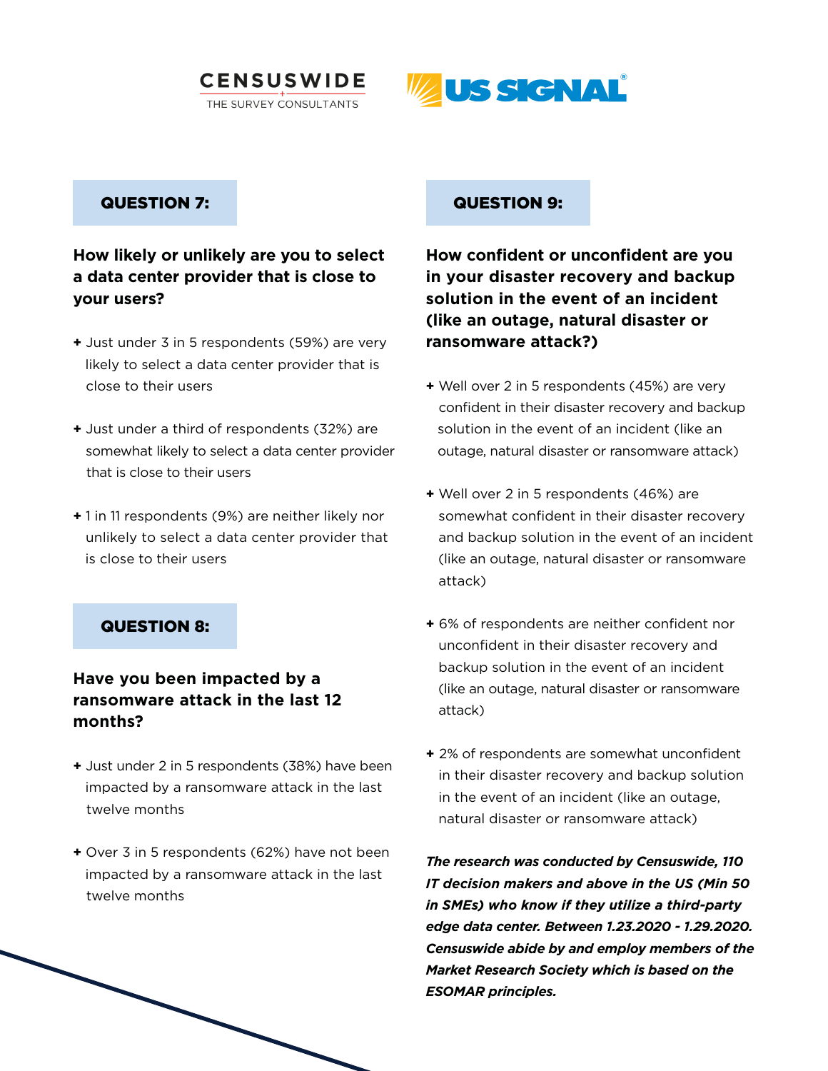CENSUSWIDE
THE SURVEY CONSULTANTS

US SIGNAL®

## QUESTION 7:

**How likely or unlikely are you to select a data center provider that is close to your users?**

+ Just under 3 in 5 respondents (59%) are very likely to select a data center provider that is close to their users
+ Just under a third of respondents (32%) are somewhat likely to select a data center provider that is close to their users
+ 1 in 11 respondents (9%) are neither likely nor unlikely to select a data center provider that is close to their users

## QUESTION 8:

**Have you been impacted by a ransomware attack in the last 12 months?**

+ Just under 2 in 5 respondents (38%) have been impacted by a ransomware attack in the last twelve months
+ Over 3 in 5 respondents (62%) have not been impacted by a ransomware attack in the last twelve months

## QUESTION 9:

**How confident or unconfident are you in your disaster recovery and backup solution in the event of an incident (like an outage, natural disaster or ransomware attack?)**

+ Well over 2 in 5 respondents (45%) are very confident in their disaster recovery and backup solution in the event of an incident (like an outage, natural disaster or ransomware attack)
+ Well over 2 in 5 respondents (46%) are somewhat confident in their disaster recovery and backup solution in the event of an incident (like an outage, natural disaster or ransomware attack)
+ 6% of respondents are neither confident nor unconfident in their disaster recovery and backup solution in the event of an incident (like an outage, natural disaster or ransomware attack)
+ 2% of respondents are somewhat unconfident in their disaster recovery and backup solution in the event of an incident (like an outage, natural disaster or ransomware attack)

***The research was conducted by Censuswide, 110 IT decision makers and above in the US (Min 50 in SMEs) who know if they utilize a third-party edge data center. Between 1.23.2020 - 1.29.2020. Censuswide abide by and employ members of the Market Research Society which is based on the ESOMAR principles.***